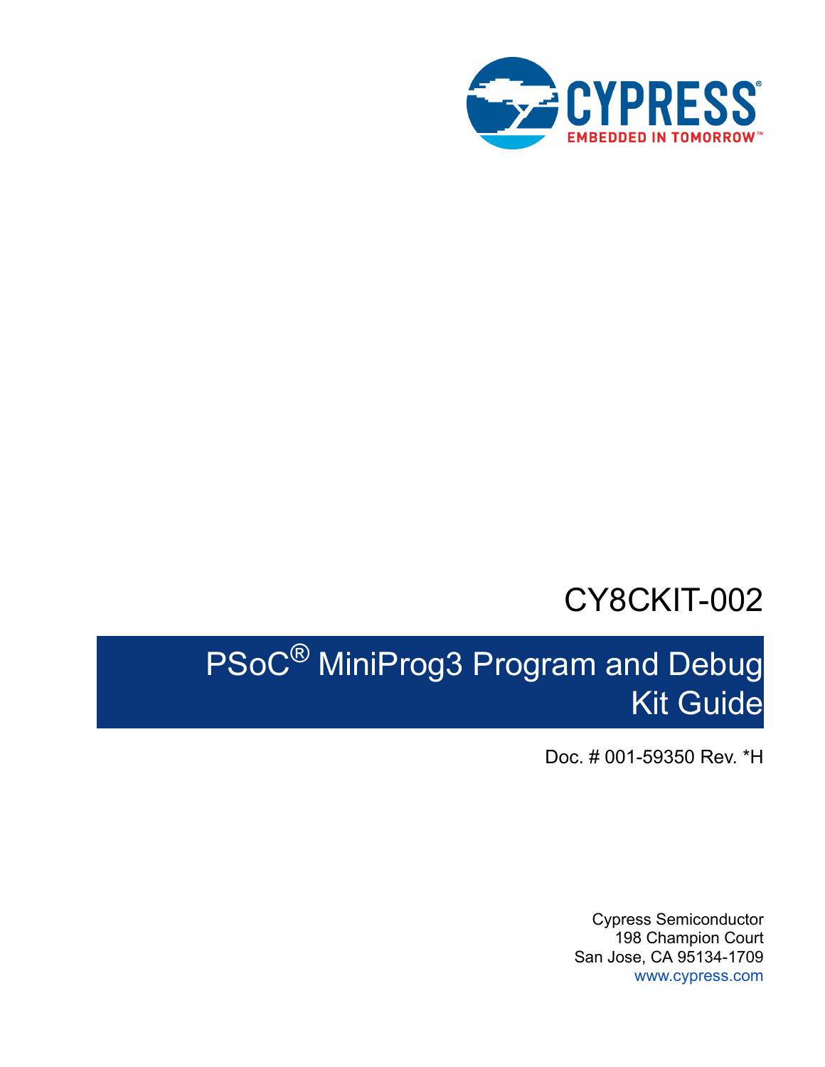CYPRESS

EMBEDDED IN TOMORROW™

CY8CKIT-002

# PSoC® MiniProg3 Program and Debug Kit Guide

Doc. # 001-59350 Rev. *H

Cypress Semiconductor
198 Champion Court
San Jose, CA 95134-1709
www.cypress.com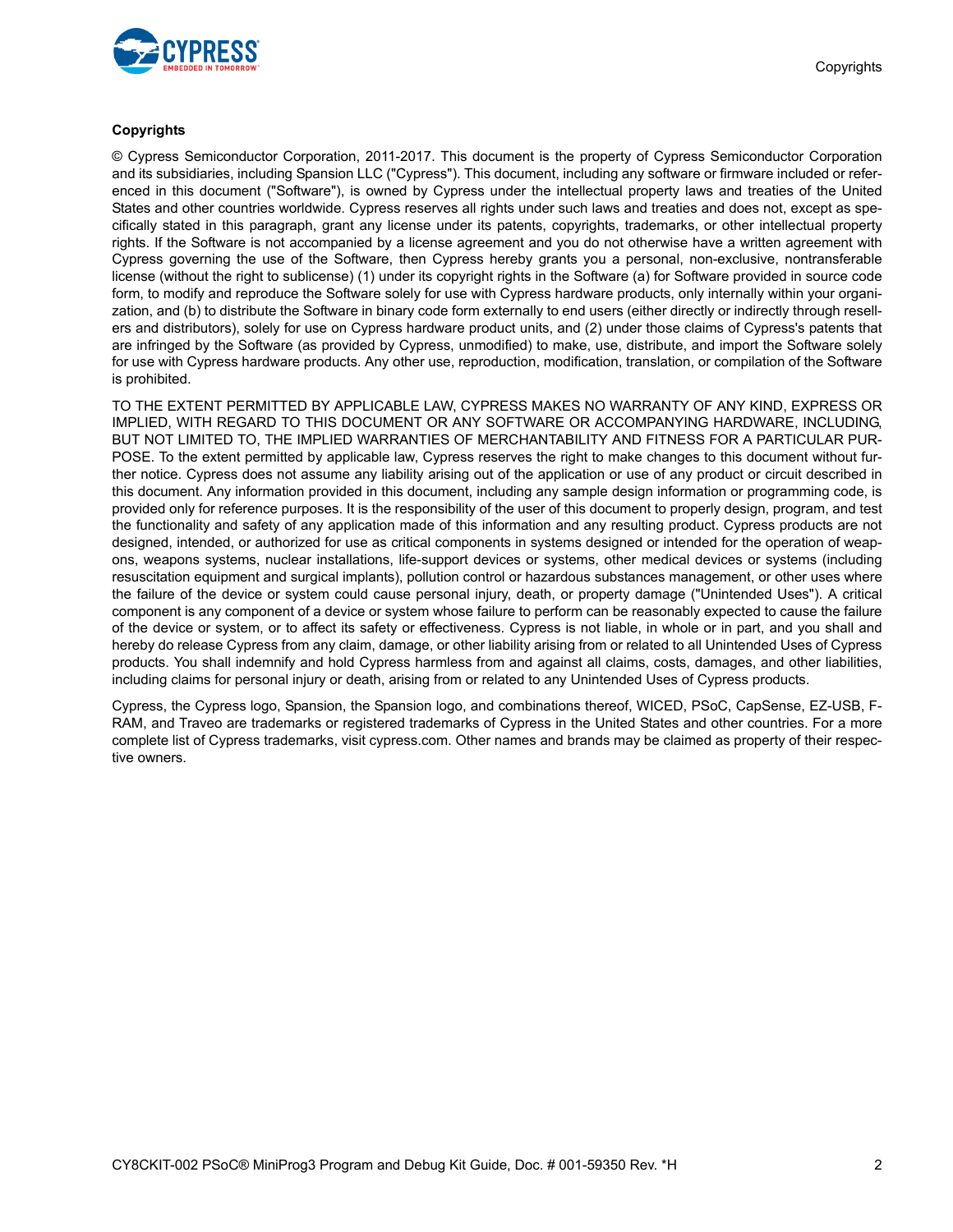## Copyrights

© Cypress Semiconductor Corporation, 2011-2017. This document is the property of Cypress Semiconductor Corporation and its subsidiaries, including Spansion LLC ("Cypress"). This document, including any software or firmware included or referenced in this document ("Software"), is owned by Cypress under the intellectual property laws and treaties of the United States and other countries worldwide. Cypress reserves all rights under such laws and treaties and does not, except as specifically stated in this paragraph, grant any license under its patents, copyrights, trademarks, or other intellectual property rights. If the Software is not accompanied by a license agreement and you do not otherwise have a written agreement with Cypress governing the use of the Software, then Cypress hereby grants you a personal, non-exclusive, nontransferable license (without the right to sublicense) (1) under its copyright rights in the Software (a) for Software provided in source code form, to modify and reproduce the Software solely for use with Cypress hardware products, only internally within your organization, and (b) to distribute the Software in binary code form externally to end users (either directly or indirectly through resellers and distributors), solely for use on Cypress hardware product units, and (2) under those claims of Cypress's patents that are infringed by the Software (as provided by Cypress, unmodified) to make, use, distribute, and import the Software solely for use with Cypress hardware products. Any other use, reproduction, modification, translation, or compilation of the Software is prohibited.

TO THE EXTENT PERMITTED BY APPLICABLE LAW, CYPRESS MAKES NO WARRANTY OF ANY KIND, EXPRESS OR IMPLIED, WITH REGARD TO THIS DOCUMENT OR ANY SOFTWARE OR ACCOMPANYING HARDWARE, INCLUDING, BUT NOT LIMITED TO, THE IMPLIED WARRANTIES OF MERCHANTABILITY AND FITNESS FOR A PARTICULAR PURPOSE. To the extent permitted by applicable law, Cypress reserves the right to make changes to this document without further notice. Cypress does not assume any liability arising out of the application or use of any product or circuit described in this document. Any information provided in this document, including any sample design information or programming code, is provided only for reference purposes. It is the responsibility of the user of this document to properly design, program, and test the functionality and safety of any application made of this information and any resulting product. Cypress products are not designed, intended, or authorized for use as critical components in systems designed or intended for the operation of weapons, weapons systems, nuclear installations, life-support devices or systems, other medical devices or systems (including resuscitation equipment and surgical implants), pollution control or hazardous substances management, or other uses where the failure of the device or system could cause personal injury, death, or property damage ("Unintended Uses"). A critical component is any component of a device or system whose failure to perform can be reasonably expected to cause the failure of the device or system, or to affect its safety or effectiveness. Cypress is not liable, in whole or in part, and you shall and hereby do release Cypress from any claim, damage, or other liability arising from or related to all Unintended Uses of Cypress products. You shall indemnify and hold Cypress harmless from and against all claims, costs, damages, and other liabilities, including claims for personal injury or death, arising from or related to any Unintended Uses of Cypress products.

Cypress, the Cypress logo, Spansion, the Spansion logo, and combinations thereof, WICED, PSoC, CapSense, EZ-USB, F-RAM, and Traveo are trademarks or registered trademarks of Cypress in the United States and other countries. For a more complete list of Cypress trademarks, visit cypress.com. Other names and brands may be claimed as property of their respective owners.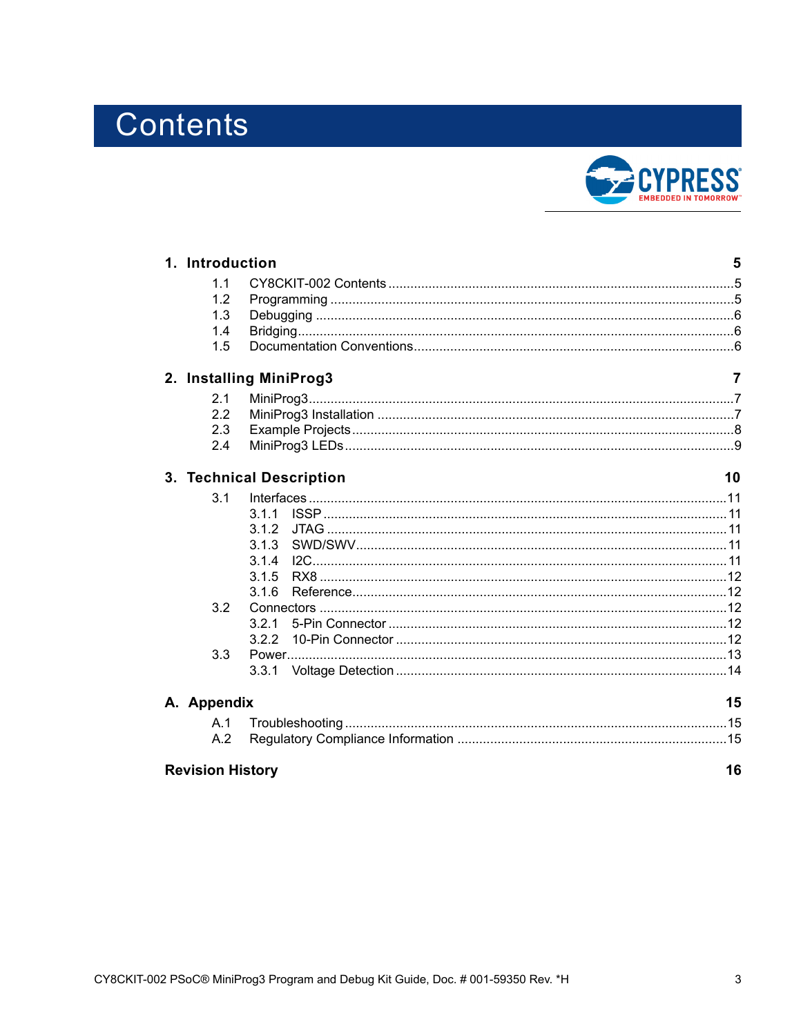# Contents

**1. Introduction** 5

- 1.1 CY8CKIT-002 Contents ..... 5
- 1.2 Programming ..... 5
- 1.3 Debugging ..... 6
- 1.4 Bridging ..... 6
- 1.5 Documentation Conventions ..... 6

**2. Installing MiniProg3** 7

- 2.1 MiniProg3 ..... 7
- 2.2 MiniProg3 Installation ..... 7
- 2.3 Example Projects ..... 8
- 2.4 MiniProg3 LEDs ..... 9

**3. Technical Description** 10

- 3.1 Interfaces ..... 11
  - 3.1.1 ISSP ..... 11
  - 3.1.2 JTAG ..... 11
  - 3.1.3 SWD/SWV ..... 11
  - 3.1.4 I2C ..... 11
  - 3.1.5 RX8 ..... 12
  - 3.1.6 Reference ..... 12
- 3.2 Connectors ..... 12
  - 3.2.1 5-Pin Connector ..... 12
  - 3.2.2 10-Pin Connector ..... 12
- 3.3 Power ..... 13
  - 3.3.1 Voltage Detection ..... 14

**A. Appendix** 15

- A.1 Troubleshooting ..... 15
- A.2 Regulatory Compliance Information ..... 15

**Revision History** 16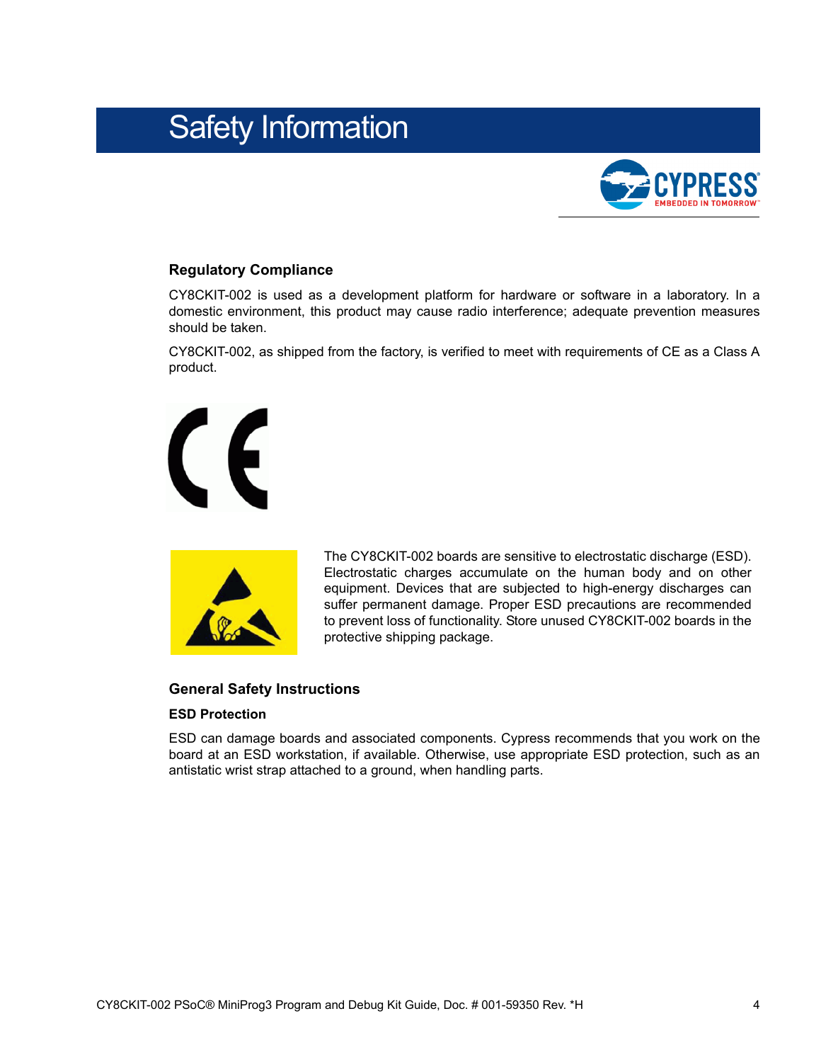# Safety Information

### Regulatory Compliance

CY8CKIT-002 is used as a development platform for hardware or software in a laboratory. In a domestic environment, this product may cause radio interference; adequate prevention measures should be taken.

CY8CKIT-002, as shipped from the factory, is verified to meet with requirements of CE as a Class A product.

The CY8CKIT-002 boards are sensitive to electrostatic discharge (ESD). Electrostatic charges accumulate on the human body and on other equipment. Devices that are subjected to high-energy discharges can suffer permanent damage. Proper ESD precautions are recommended to prevent loss of functionality. Store unused CY8CKIT-002 boards in the protective shipping package.

### General Safety Instructions

#### ESD Protection

ESD can damage boards and associated components. Cypress recommends that you work on the board at an ESD workstation, if available. Otherwise, use appropriate ESD protection, such as an antistatic wrist strap attached to a ground, when handling parts.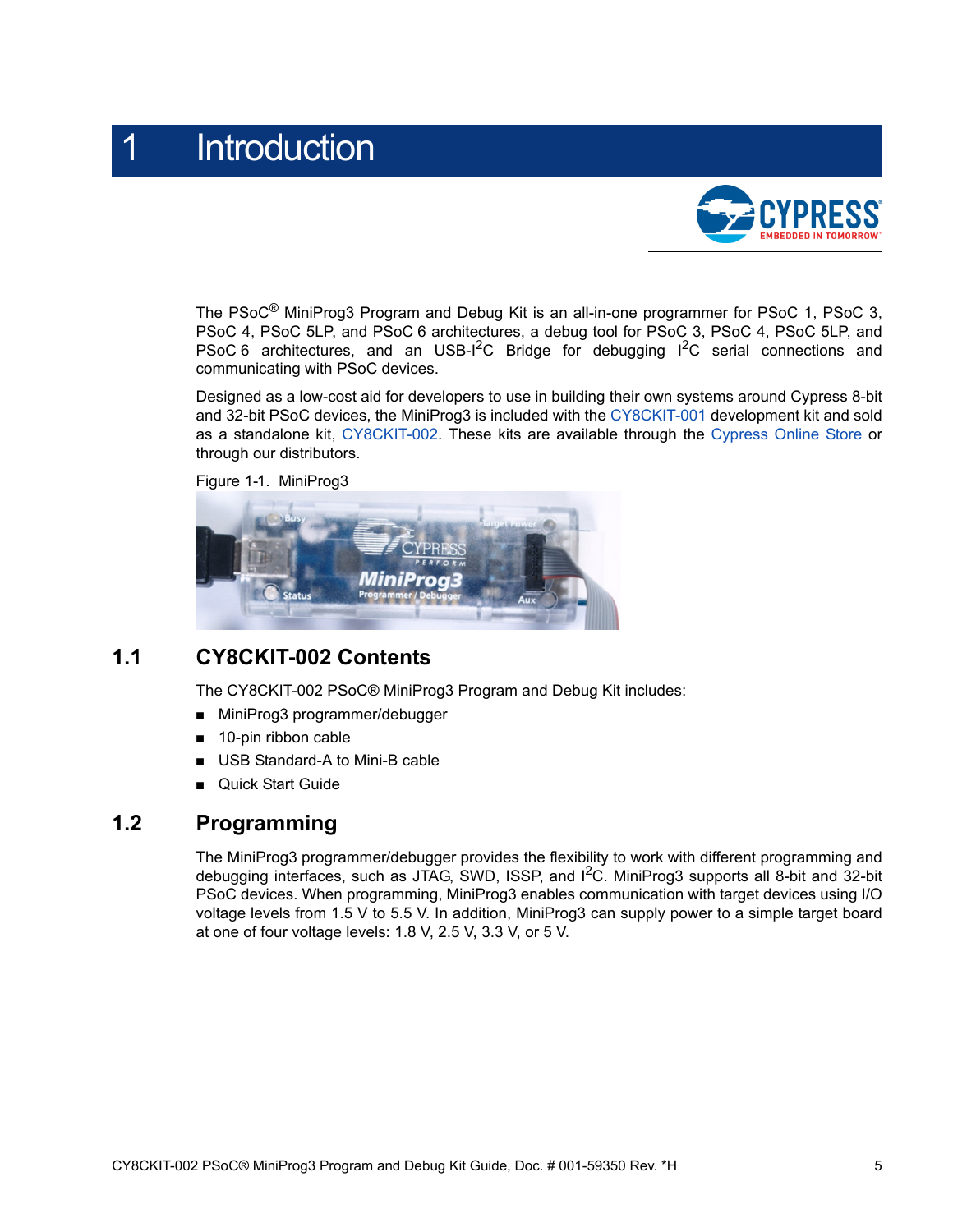# 1 Introduction

The PSoC® MiniProg3 Program and Debug Kit is an all-in-one programmer for PSoC 1, PSoC 3, PSoC 4, PSoC 5LP, and PSoC 6 architectures, a debug tool for PSoC 3, PSoC 4, PSoC 5LP, and PSoC 6 architectures, and an USB-$I^2C$ Bridge for debugging $I^2C$ serial connections and communicating with PSoC devices.

Designed as a low-cost aid for developers to use in building their own systems around Cypress 8-bit and 32-bit PSoC devices, the MiniProg3 is included with the CY8CKIT-001 development kit and sold as a standalone kit, CY8CKIT-002. These kits are available through the Cypress Online Store or through our distributors.

Figure 1-1. MiniProg3

## 1.1 CY8CKIT-002 Contents

The CY8CKIT-002 PSoC® MiniProg3 Program and Debug Kit includes:

- MiniProg3 programmer/debugger
- 10-pin ribbon cable
- USB Standard-A to Mini-B cable
- Quick Start Guide

## 1.2 Programming

The MiniProg3 programmer/debugger provides the flexibility to work with different programming and debugging interfaces, such as JTAG, SWD, ISSP, and $I^2C$. MiniProg3 supports all 8-bit and 32-bit PSoC devices. When programming, MiniProg3 enables communication with target devices using I/O voltage levels from 1.5 V to 5.5 V. In addition, MiniProg3 can supply power to a simple target board at one of four voltage levels: 1.8 V, 2.5 V, 3.3 V, or 5 V.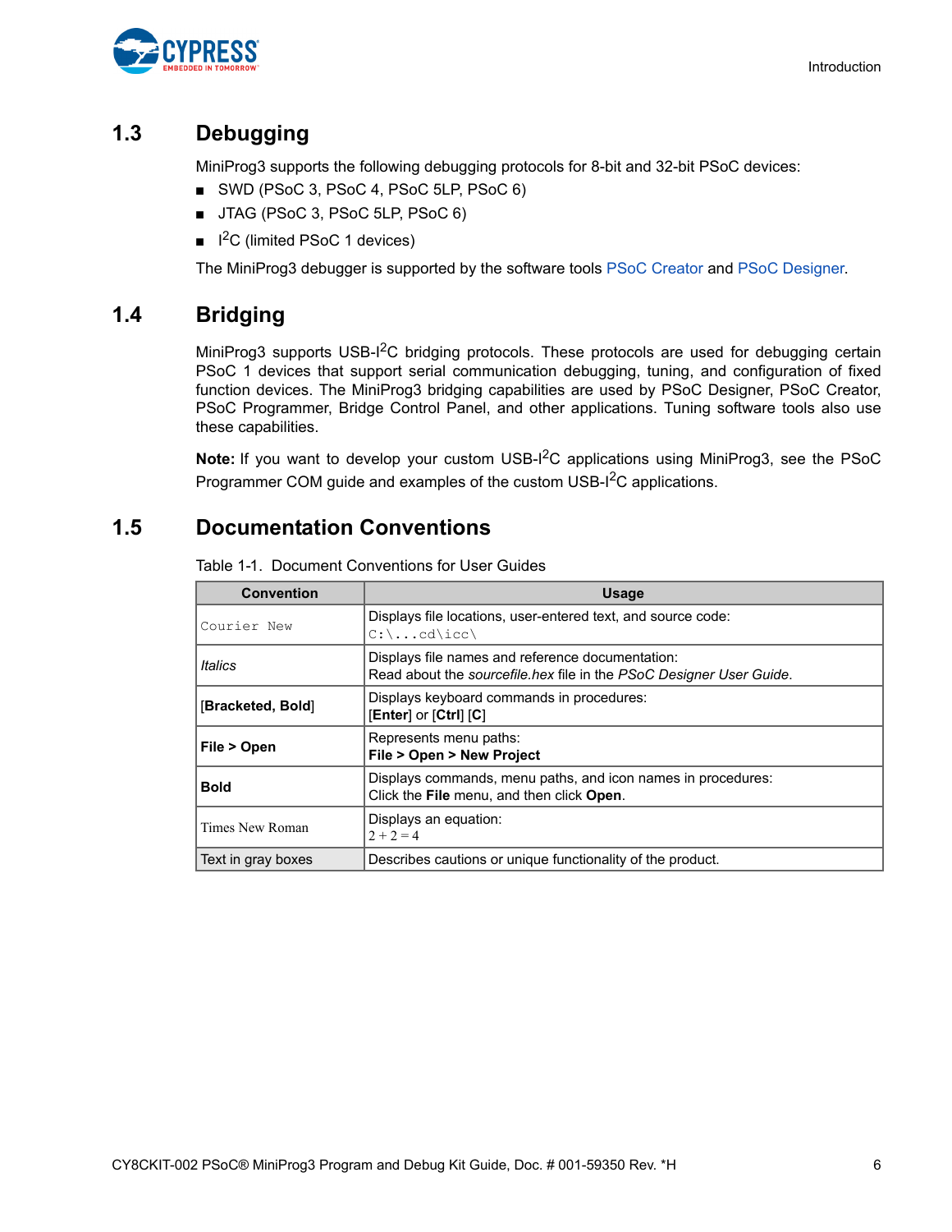## 1.3 Debugging

MiniProg3 supports the following debugging protocols for 8-bit and 32-bit PSoC devices:

- SWD (PSoC 3, PSoC 4, PSoC 5LP, PSoC 6)
- JTAG (PSoC 3, PSoC 5LP, PSoC 6)
- $I^2C$ (limited PSoC 1 devices)

The MiniProg3 debugger is supported by the software tools PSoC Creator and PSoC Designer.

## 1.4 Bridging

MiniProg3 supports USB-$I^2C$ bridging protocols. These protocols are used for debugging certain PSoC 1 devices that support serial communication debugging, tuning, and configuration of fixed function devices. The MiniProg3 bridging capabilities are used by PSoC Designer, PSoC Creator, PSoC Programmer, Bridge Control Panel, and other applications. Tuning software tools also use these capabilities.

**Note:** If you want to develop your custom USB-$I^2C$ applications using MiniProg3, see the PSoC Programmer COM guide and examples of the custom USB-$I^2C$ applications.

## 1.5 Documentation Conventions

Table 1-1. Document Conventions for User Guides

| Convention | Usage |
|---|---|
| `Courier New` | Displays file locations, user-entered text, and source code:<br>`C:\...cd\icc\` |
| *Italics* | Displays file names and reference documentation:<br>Read about the *sourcefile.hex* file in the *PSoC Designer User Guide*. |
| [**Bracketed, Bold**] | Displays keyboard commands in procedures:<br>[**Enter**] or [**Ctrl**] [**C**] |
| **File > Open** | Represents menu paths:<br>**File > Open > New Project** |
| **Bold** | Displays commands, menu paths, and icon names in procedures:<br>Click the **File** menu, and then click **Open**. |
| Times New Roman | Displays an equation:<br>$2 + 2 = 4$ |
| Text in gray boxes | Describes cautions or unique functionality of the product. |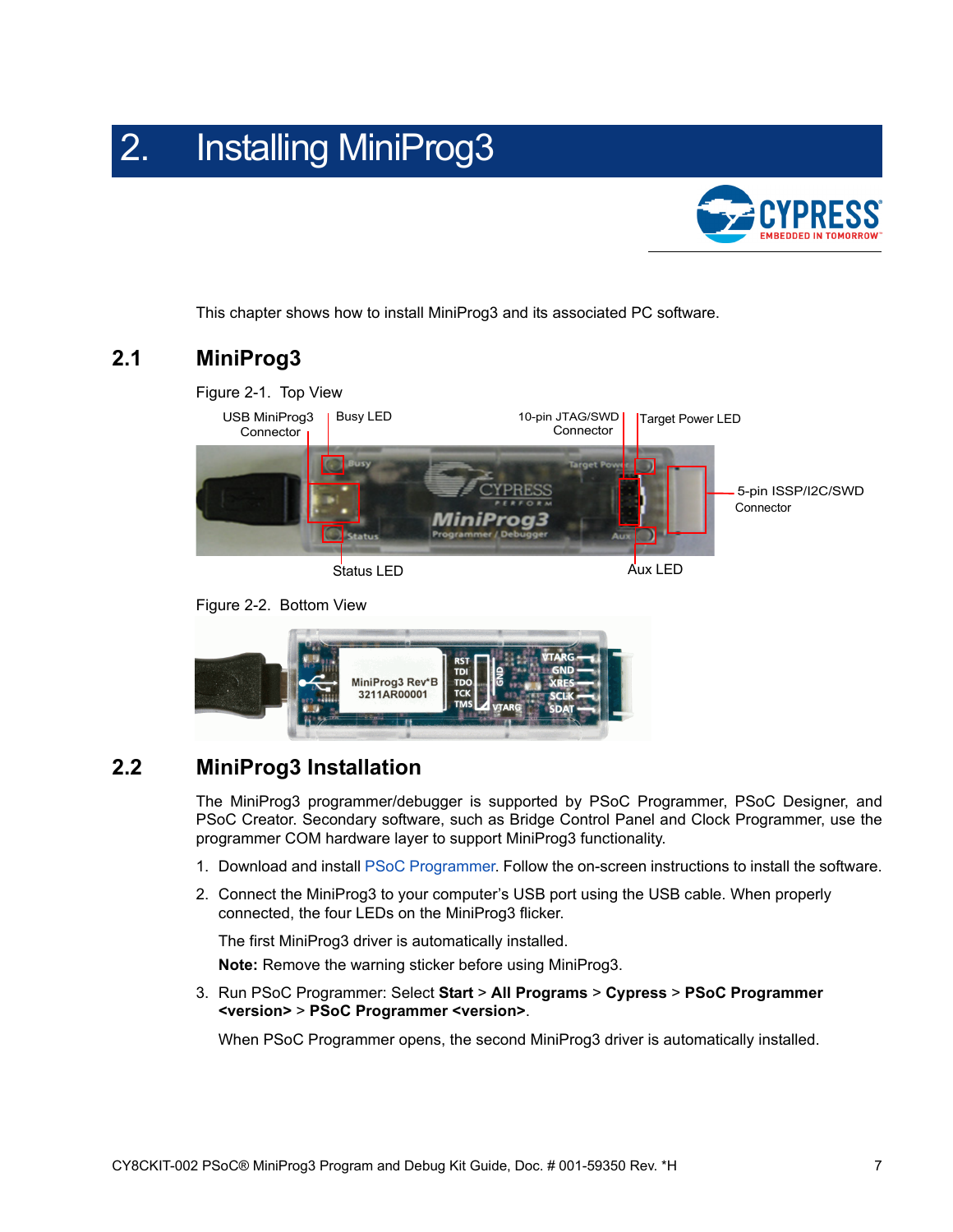# 2. Installing MiniProg3

This chapter shows how to install MiniProg3 and its associated PC software.

## 2.1 MiniProg3

Figure 2-1. Top View

Figure 2-2. Bottom View

## 2.2 MiniProg3 Installation

The MiniProg3 programmer/debugger is supported by PSoC Programmer, PSoC Designer, and PSoC Creator. Secondary software, such as Bridge Control Panel and Clock Programmer, use the programmer COM hardware layer to support MiniProg3 functionality.

1. Download and install PSoC Programmer. Follow the on-screen instructions to install the software.
2. Connect the MiniProg3 to your computer's USB port using the USB cable. When properly connected, the four LEDs on the MiniProg3 flicker.

   The first MiniProg3 driver is automatically installed.

   **Note:** Remove the warning sticker before using MiniProg3.
3. Run PSoC Programmer: Select **Start** > **All Programs** > **Cypress** > **PSoC Programmer <version>** > **PSoC Programmer <version>**.

   When PSoC Programmer opens, the second MiniProg3 driver is automatically installed.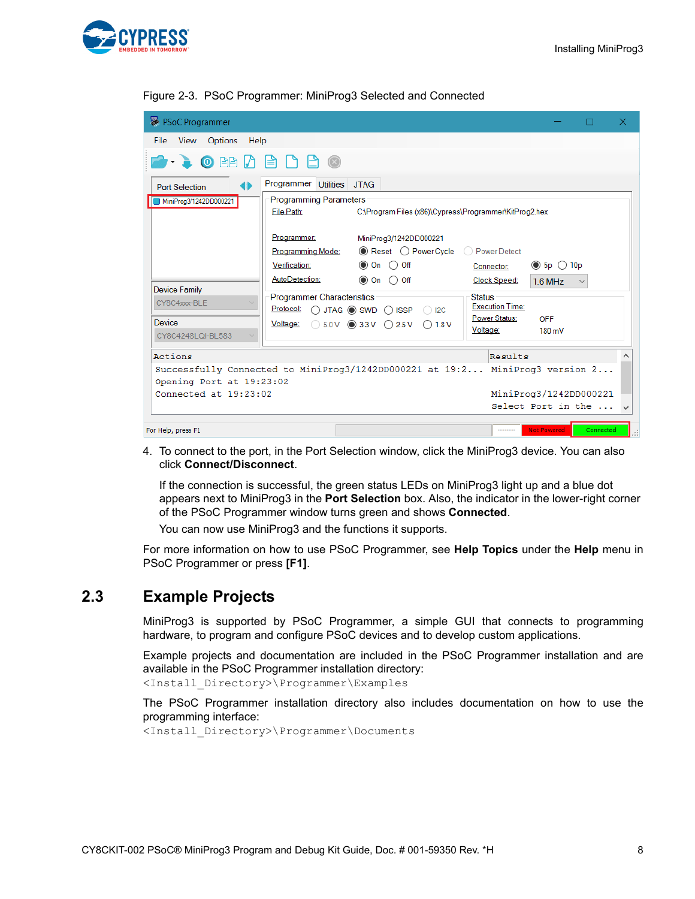Figure 2-3. PSoC Programmer: MiniProg3 Selected and Connected

4. To connect to the port, in the Port Selection window, click the MiniProg3 device. You can also click **Connect/Disconnect**.

   If the connection is successful, the green status LEDs on MiniProg3 light up and a blue dot appears next to MiniProg3 in the **Port Selection** box. Also, the indicator in the lower-right corner of the PSoC Programmer window turns green and shows **Connected**.

   You can now use MiniProg3 and the functions it supports.

For more information on how to use PSoC Programmer, see **Help Topics** under the **Help** menu in PSoC Programmer or press **[F1]**.

## 2.3 Example Projects

MiniProg3 is supported by PSoC Programmer, a simple GUI that connects to programming hardware, to program and configure PSoC devices and to develop custom applications.

Example projects and documentation are included in the PSoC Programmer installation and are available in the PSoC Programmer installation directory:
`<Install_Directory>\Programmer\Examples`

The PSoC Programmer installation directory also includes documentation on how to use the programming interface:
`<Install_Directory>\Programmer\Documents`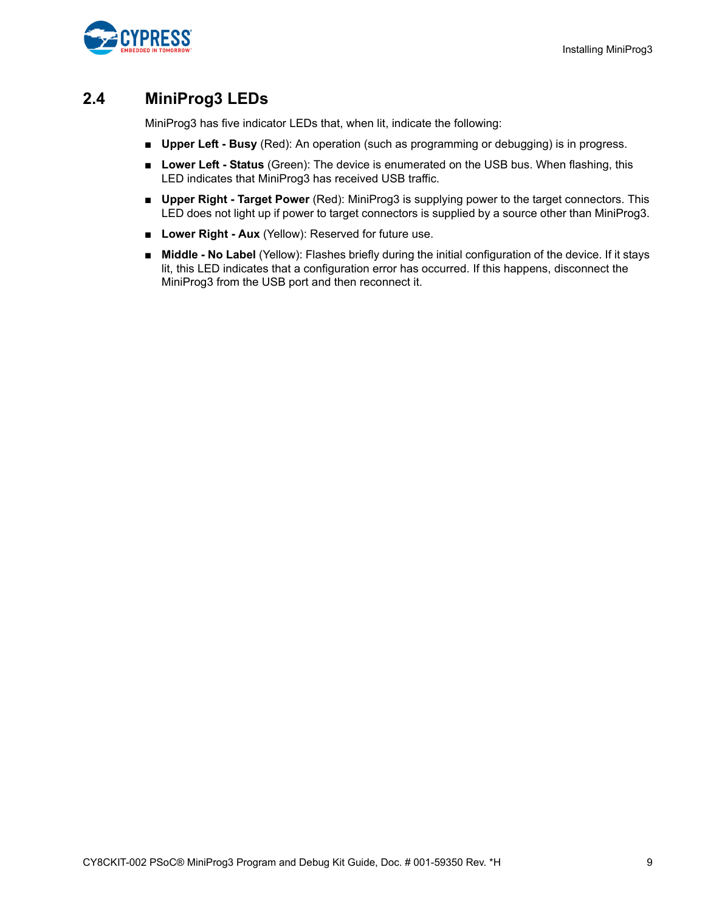## 2.4 MiniProg3 LEDs

MiniProg3 has five indicator LEDs that, when lit, indicate the following:

- **Upper Left - Busy** (Red): An operation (such as programming or debugging) is in progress.
- **Lower Left - Status** (Green): The device is enumerated on the USB bus. When flashing, this LED indicates that MiniProg3 has received USB traffic.
- **Upper Right - Target Power** (Red): MiniProg3 is supplying power to the target connectors. This LED does not light up if power to target connectors is supplied by a source other than MiniProg3.
- **Lower Right - Aux** (Yellow): Reserved for future use.
- **Middle - No Label** (Yellow): Flashes briefly during the initial configuration of the device. If it stays lit, this LED indicates that a configuration error has occurred. If this happens, disconnect the MiniProg3 from the USB port and then reconnect it.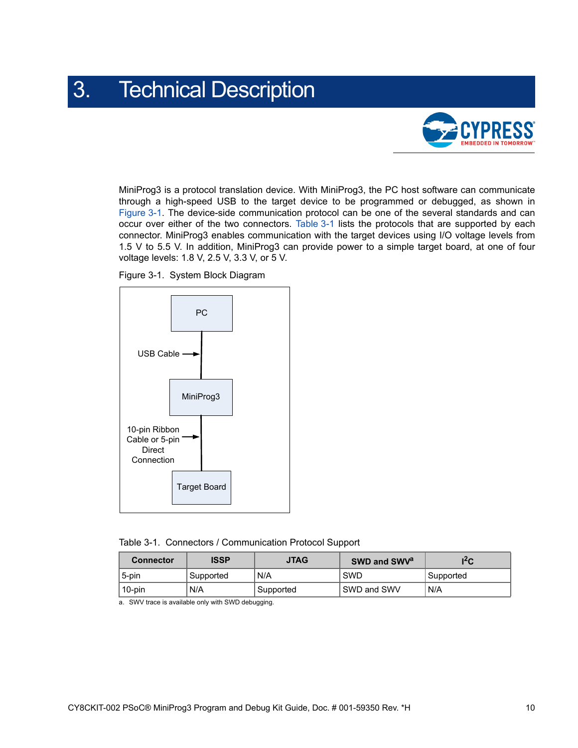#  3. Technical Description

MiniProg3 is a protocol translation device. With MiniProg3, the PC host software can communicate through a high-speed USB to the target device to be programmed or debugged, as shown in Figure 3-1. The device-side communication protocol can be one of the several standards and can occur over either of the two connectors. Table 3-1 lists the protocols that are supported by each connector. MiniProg3 enables communication with the target devices using I/O voltage levels from 1.5 V to 5.5 V. In addition, MiniProg3 can provide power to a simple target board, at one of four voltage levels: 1.8 V, 2.5 V, 3.3 V, or 5 V.

Figure 3-1. System Block Diagram

PC

USB Cable

MiniProg3

10-pin Ribbon Cable or 5-pin Direct Connection

Target Board

Table 3-1. Connectors / Communication Protocol Support

| Connector | ISSP | JTAG | SWD and SWV[a] | $I^2C$ |
|---|---|---|---|---|
| 5-pin | Supported | N/A | SWD | Supported |
| 10-pin | N/A | Supported | SWD and SWV | N/A |

a. SWV trace is available only with SWD debugging.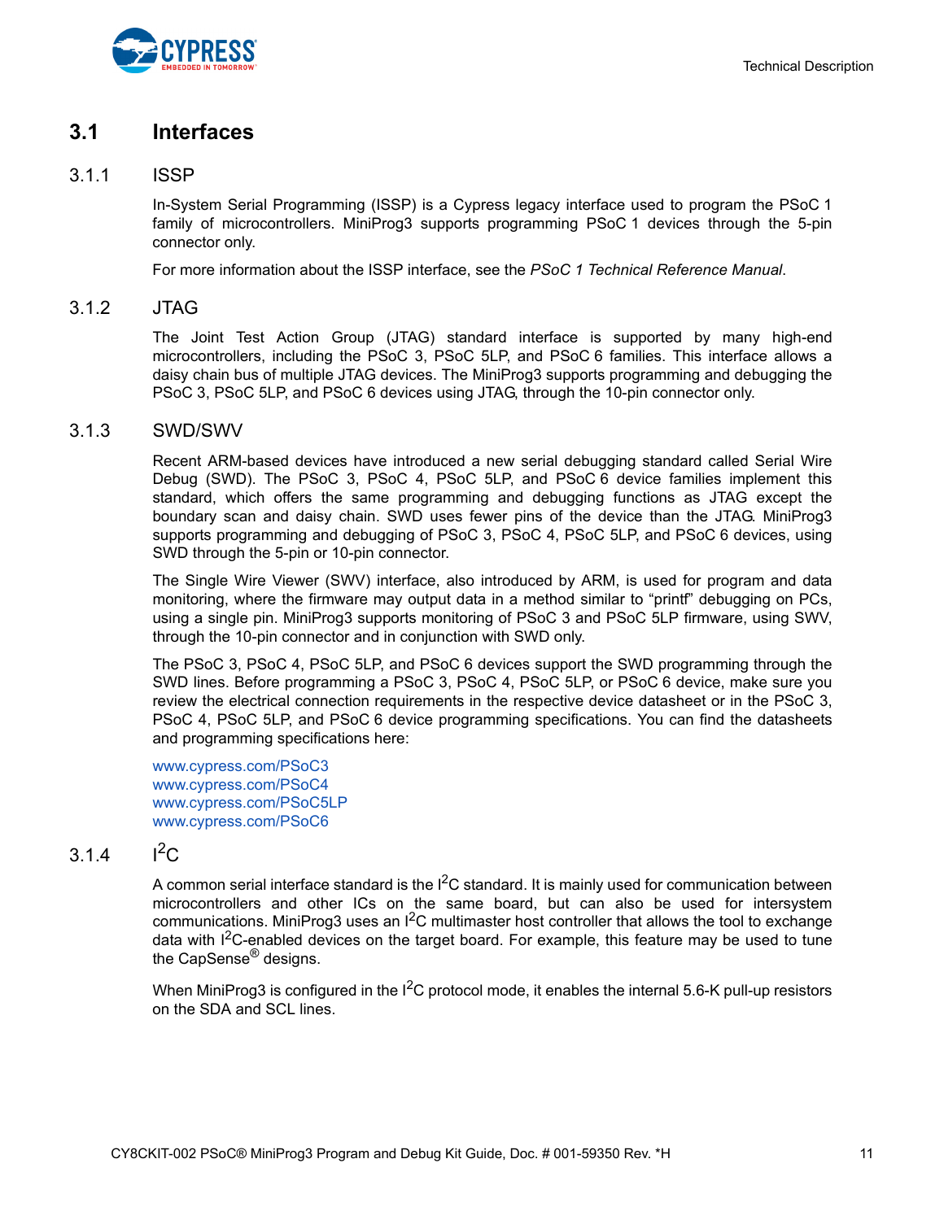## 3.1 Interfaces

### 3.1.1 ISSP

In-System Serial Programming (ISSP) is a Cypress legacy interface used to program the PSoC 1 family of microcontrollers. MiniProg3 supports programming PSoC 1 devices through the 5-pin connector only.

For more information about the ISSP interface, see the *PSoC 1 Technical Reference Manual*.

### 3.1.2 JTAG

The Joint Test Action Group (JTAG) standard interface is supported by many high-end microcontrollers, including the PSoC 3, PSoC 5LP, and PSoC 6 families. This interface allows a daisy chain bus of multiple JTAG devices. The MiniProg3 supports programming and debugging the PSoC 3, PSoC 5LP, and PSoC 6 devices using JTAG, through the 10-pin connector only.

### 3.1.3 SWD/SWV

Recent ARM-based devices have introduced a new serial debugging standard called Serial Wire Debug (SWD). The PSoC 3, PSoC 4, PSoC 5LP, and PSoC 6 device families implement this standard, which offers the same programming and debugging functions as JTAG except the boundary scan and daisy chain. SWD uses fewer pins of the device than the JTAG. MiniProg3 supports programming and debugging of PSoC 3, PSoC 4, PSoC 5LP, and PSoC 6 devices, using SWD through the 5-pin or 10-pin connector.

The Single Wire Viewer (SWV) interface, also introduced by ARM, is used for program and data monitoring, where the firmware may output data in a method similar to "printf" debugging on PCs, using a single pin. MiniProg3 supports monitoring of PSoC 3 and PSoC 5LP firmware, using SWV, through the 10-pin connector and in conjunction with SWD only.

The PSoC 3, PSoC 4, PSoC 5LP, and PSoC 6 devices support the SWD programming through the SWD lines. Before programming a PSoC 3, PSoC 4, PSoC 5LP, or PSoC 6 device, make sure you review the electrical connection requirements in the respective device datasheet or in the PSoC 3, PSoC 4, PSoC 5LP, and PSoC 6 device programming specifications. You can find the datasheets and programming specifications here:

www.cypress.com/PSoC3
www.cypress.com/PSoC4
www.cypress.com/PSoC5LP
www.cypress.com/PSoC6

### 3.1.4 I$^2$C

A common serial interface standard is the I$^2$C standard. It is mainly used for communication between microcontrollers and other ICs on the same board, but can also be used for intersystem communications. MiniProg3 uses an I$^2$C multimaster host controller that allows the tool to exchange data with I$^2$C-enabled devices on the target board. For example, this feature may be used to tune the CapSense® designs.

When MiniProg3 is configured in the I$^2$C protocol mode, it enables the internal 5.6-K pull-up resistors on the SDA and SCL lines.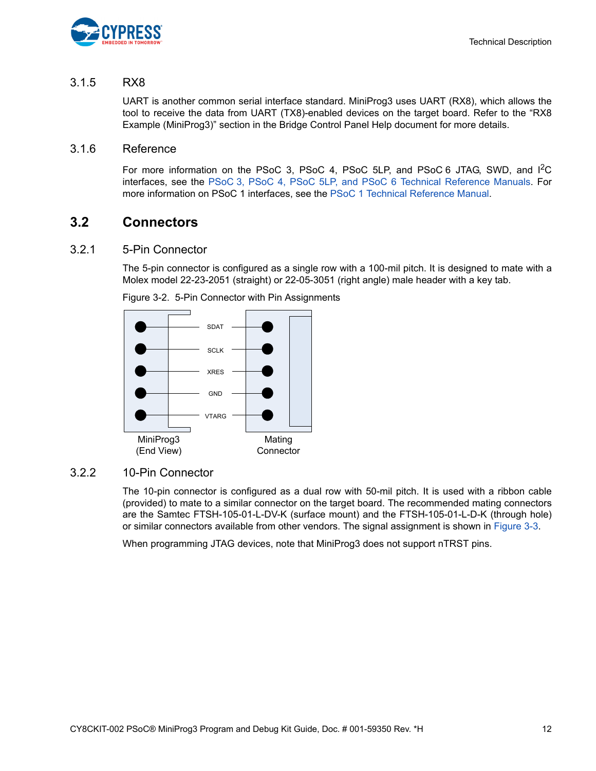### 3.1.5 RX8

UART is another common serial interface standard. MiniProg3 uses UART (RX8), which allows the tool to receive the data from UART (TX8)-enabled devices on the target board. Refer to the "RX8 Example (MiniProg3)" section in the Bridge Control Panel Help document for more details.

### 3.1.6 Reference

For more information on the PSoC 3, PSoC 4, PSoC 5LP, and PSoC 6 JTAG, SWD, and $I^2C$ interfaces, see the PSoC 3, PSoC 4, PSoC 5LP, and PSoC 6 Technical Reference Manuals. For more information on PSoC 1 interfaces, see the PSoC 1 Technical Reference Manual.

## 3.2 Connectors

### 3.2.1 5-Pin Connector

The 5-pin connector is configured as a single row with a 100-mil pitch. It is designed to mate with a Molex model 22-23-2051 (straight) or 22-05-3051 (right angle) male header with a key tab.

Figure 3-2. 5-Pin Connector with Pin Assignments

SDAT
SCLK
XRES
GND
VTARG

MiniProg3 (End View) — Mating Connector

### 3.2.2 10-Pin Connector

The 10-pin connector is configured as a dual row with 50-mil pitch. It is used with a ribbon cable (provided) to mate to a similar connector on the target board. The recommended mating connectors are the Samtec FTSH-105-01-L-DV-K (surface mount) and the FTSH-105-01-L-D-K (through hole) or similar connectors available from other vendors. The signal assignment is shown in Figure 3-3.

When programming JTAG devices, note that MiniProg3 does not support nTRST pins.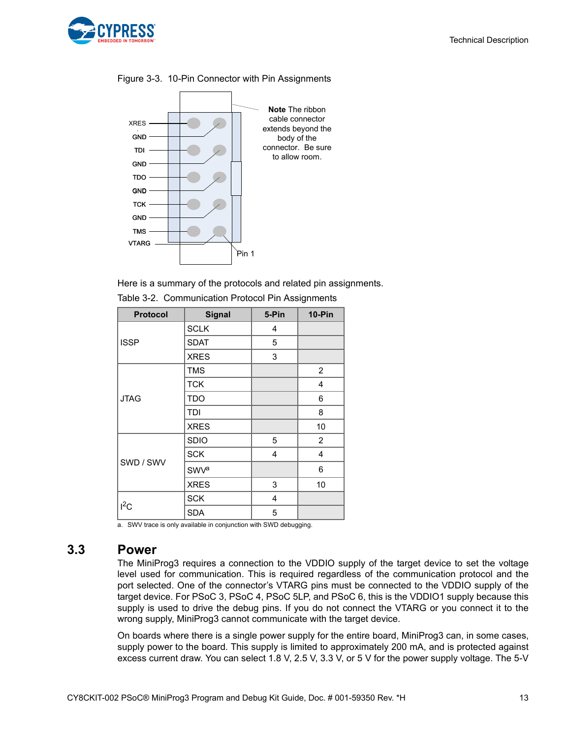Figure 3-3. 10-Pin Connector with Pin Assignments

XRES
GND
TDI
GND
TDO
GND
TCK
GND
TMS
VTARG

Pin 1

**Note** The ribbon cable connector extends beyond the body of the connector. Be sure to allow room.

Here is a summary of the protocols and related pin assignments.

Table 3-2. Communication Protocol Pin Assignments

| Protocol | Signal | 5-Pin | 10-Pin |
|---|---|---|---|
| ISSP | SCLK | 4 | |
| | SDAT | 5 | |
| | XRES | 3 | |
| JTAG | TMS | | 2 |
| | TCK | | 4 |
| | TDO | | 6 |
| | TDI | | 8 |
| | XRES | | 10 |
| SWD / SWV | SDIO | 5 | 2 |
| | SCK | 4 | 4 |
| | SWV[a] | | 6 |
| | XRES | 3 | 10 |
| $I^2C$ | SCK | 4 | |
| | SDA | 5 | |

a. SWV trace is only available in conjunction with SWD debugging.

## 3.3 Power

The MiniProg3 requires a connection to the VDDIO supply of the target device to set the voltage level used for communication. This is required regardless of the communication protocol and the port selected. One of the connector's VTARG pins must be connected to the VDDIO supply of the target device. For PSoC 3, PSoC 4, PSoC 5LP, and PSoC 6, this is the VDDIO1 supply because this supply is used to drive the debug pins. If you do not connect the VTARG or you connect it to the wrong supply, MiniProg3 cannot communicate with the target device.

On boards where there is a single power supply for the entire board, MiniProg3 can, in some cases, supply power to the board. This supply is limited to approximately 200 mA, and is protected against excess current draw. You can select 1.8 V, 2.5 V, 3.3 V, or 5 V for the power supply voltage. The 5-V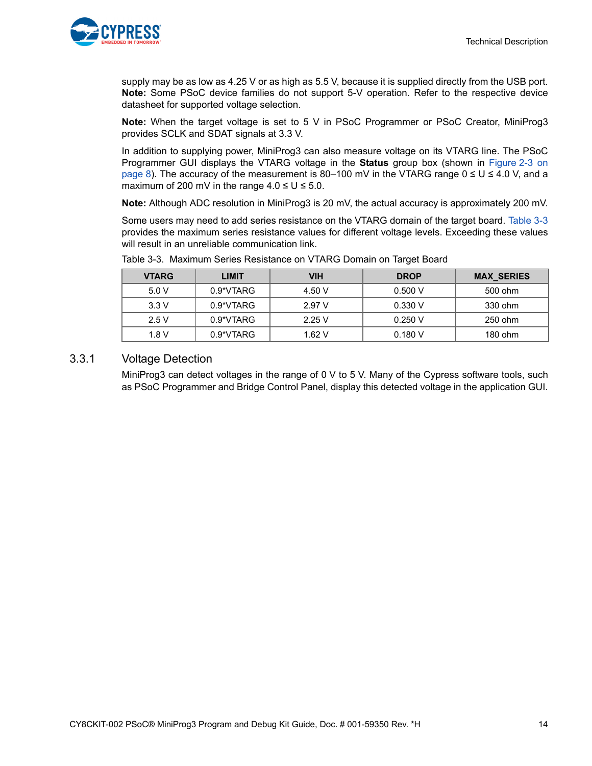supply may be as low as 4.25 V or as high as 5.5 V, because it is supplied directly from the USB port. **Note:** Some PSoC device families do not support 5-V operation. Refer to the respective device datasheet for supported voltage selection.

**Note:** When the target voltage is set to 5 V in PSoC Programmer or PSoC Creator, MiniProg3 provides SCLK and SDAT signals at 3.3 V.

In addition to supplying power, MiniProg3 can also measure voltage on its VTARG line. The PSoC Programmer GUI displays the VTARG voltage in the **Status** group box (shown in Figure 2-3 on page 8). The accuracy of the measurement is 80–100 mV in the VTARG range 0 ≤ U ≤ 4.0 V, and a maximum of 200 mV in the range 4.0 ≤ U ≤ 5.0.

**Note:** Although ADC resolution in MiniProg3 is 20 mV, the actual accuracy is approximately 200 mV.

Some users may need to add series resistance on the VTARG domain of the target board. Table 3-3 provides the maximum series resistance values for different voltage levels. Exceeding these values will result in an unreliable communication link.

Table 3-3. Maximum Series Resistance on VTARG Domain on Target Board

| VTARG | LIMIT | VIH | DROP | MAX_SERIES |
|---|---|---|---|---|
| 5.0 V | 0.9*VTARG | 4.50 V | 0.500 V | 500 ohm |
| 3.3 V | 0.9*VTARG | 2.97 V | 0.330 V | 330 ohm |
| 2.5 V | 0.9*VTARG | 2.25 V | 0.250 V | 250 ohm |
| 1.8 V | 0.9*VTARG | 1.62 V | 0.180 V | 180 ohm |

### 3.3.1 Voltage Detection

MiniProg3 can detect voltages in the range of 0 V to 5 V. Many of the Cypress software tools, such as PSoC Programmer and Bridge Control Panel, display this detected voltage in the application GUI.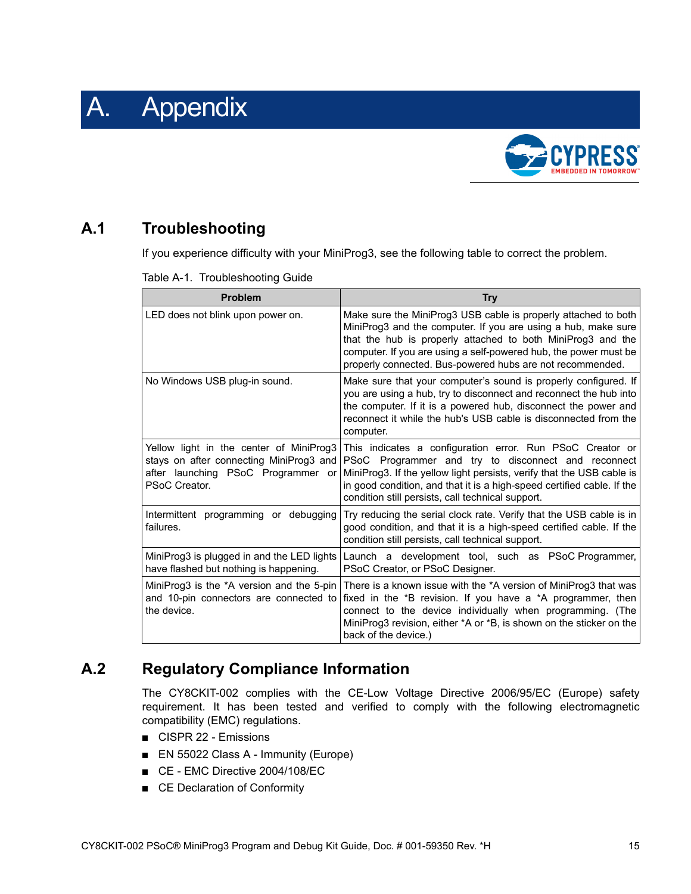# A. Appendix

## A.1 Troubleshooting

If you experience difficulty with your MiniProg3, see the following table to correct the problem.

Table A-1. Troubleshooting Guide

| Problem | Try |
| --- | --- |
| LED does not blink upon power on. | Make sure the MiniProg3 USB cable is properly attached to both MiniProg3 and the computer. If you are using a hub, make sure that the hub is properly attached to both MiniProg3 and the computer. If you are using a self-powered hub, the power must be properly connected. Bus-powered hubs are not recommended. |
| No Windows USB plug-in sound. | Make sure that your computer's sound is properly configured. If you are using a hub, try to disconnect and reconnect the hub into the computer. If it is a powered hub, disconnect the power and reconnect it while the hub's USB cable is disconnected from the computer. |
| Yellow light in the center of MiniProg3 stays on after connecting MiniProg3 and after launching PSoC Programmer or PSoC Creator. | This indicates a configuration error. Run PSoC Creator or PSoC Programmer and try to disconnect and reconnect MiniProg3. If the yellow light persists, verify that the USB cable is in good condition, and that it is a high-speed certified cable. If the condition still persists, call technical support. |
| Intermittent programming or debugging failures. | Try reducing the serial clock rate. Verify that the USB cable is in good condition, and that it is a high-speed certified cable. If the condition still persists, call technical support. |
| MiniProg3 is plugged in and the LED lights have flashed but nothing is happening. | Launch a development tool, such as PSoC Programmer, PSoC Creator, or PSoC Designer. |
| MiniProg3 is the *A version and the 5-pin and 10-pin connectors are connected to the device. | There is a known issue with the *A version of MiniProg3 that was fixed in the *B revision. If you have a *A programmer, then connect to the device individually when programming. (The MiniProg3 revision, either *A or *B, is shown on the sticker on the back of the device.) |

## A.2 Regulatory Compliance Information

The CY8CKIT-002 complies with the CE-Low Voltage Directive 2006/95/EC (Europe) safety requirement. It has been tested and verified to comply with the following electromagnetic compatibility (EMC) regulations.

- CISPR 22 - Emissions
- EN 55022 Class A - Immunity (Europe)
- CE - EMC Directive 2004/108/EC
- CE Declaration of Conformity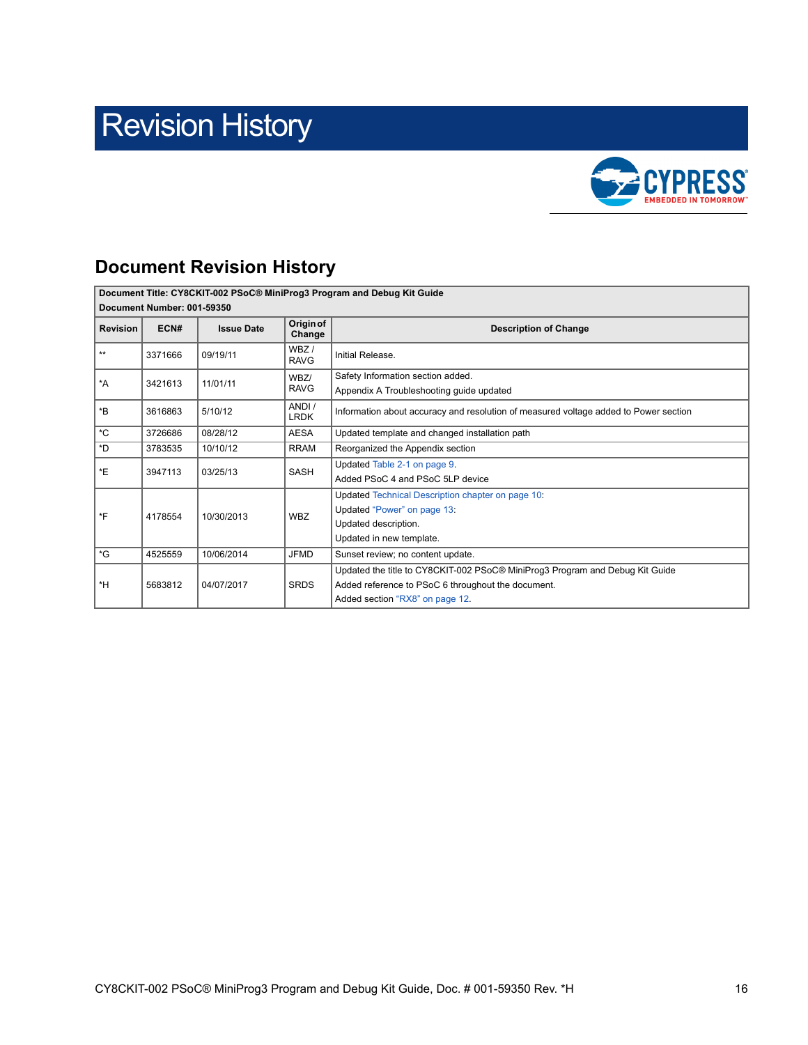# Revision History

## Document Revision History

| Document Title: CY8CKIT-002 PSoC® MiniProg3 Program and Debug Kit Guide<br>Document Number: 001-59350 | | | | |
|---|---|---|---|---|
| **Revision** | **ECN#** | **Issue Date** | **Origin of Change** | **Description of Change** |
| ** | 3371666 | 09/19/11 | WBZ / RAVG | Initial Release. |
| *A | 3421613 | 11/01/11 | WBZ/ RAVG | Safety Information section added.<br>Appendix A Troubleshooting guide updated |
| *B | 3616863 | 5/10/12 | ANDI / LRDK | Information about accuracy and resolution of measured voltage added to Power section |
| *C | 3726686 | 08/28/12 | AESA | Updated template and changed installation path |
| *D | 3783535 | 10/10/12 | RRAM | Reorganized the Appendix section |
| *E | 3947113 | 03/25/13 | SASH | Updated Table 2-1 on page 9.<br>Added PSoC 4 and PSoC 5LP device |
| *F | 4178554 | 10/30/2013 | WBZ | Updated Technical Description chapter on page 10:<br>Updated "Power" on page 13:<br>Updated description.<br>Updated in new template. |
| *G | 4525559 | 10/06/2014 | JFMD | Sunset review; no content update. |
| *H | 5683812 | 04/07/2017 | SRDS | Updated the title to CY8CKIT-002 PSoC® MiniProg3 Program and Debug Kit Guide<br>Added reference to PSoC 6 throughout the document.<br>Added section "RX8" on page 12. |